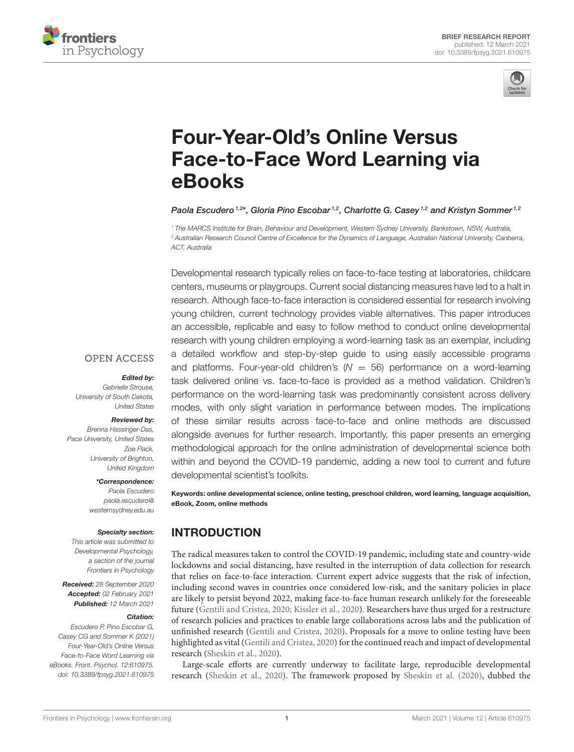BRIEF RESEARCH REPORT
published: 12 March 2021
doi: 10.3389/fpsyg.2021.610975

# Four-Year-Old's Online Versus Face-to-Face Word Learning via eBooks

*Paola Escudero[1,2]\*, Gloria Pino Escobar[1,2], Charlotte G. Casey[1,2] and Kristyn Sommer[1,2]*

[1] The MARCS Institute for Brain, Behaviour and Development, Western Sydney University, Bankstown, NSW, Australia,
[2] Australian Research Council Centre of Excellence for the Dynamics of Language, Australian National University, Canberra, ACT, Australia

Developmental research typically relies on face-to-face testing at laboratories, childcare centers, museums or playgroups. Current social distancing measures have led to a halt in research. Although face-to-face interaction is considered essential for research involving young children, current technology provides viable alternatives. This paper introduces an accessible, replicable and easy to follow method to conduct online developmental research with young children employing a word-learning task as an exemplar, including a detailed workflow and step-by-step guide to using easily accessible programs and platforms. Four-year-old children's ($N$ = 56) performance on a word-learning task delivered online vs. face-to-face is provided as a method validation. Children's performance on the word-learning task was predominantly consistent across delivery modes, with only slight variation in performance between modes. The implications of these similar results across face-to-face and online methods are discussed alongside avenues for further research. Importantly, this paper presents an emerging methodological approach for the online administration of developmental science both within and beyond the COVID-19 pandemic, adding a new tool to current and future developmental scientist's toolkits.

**Keywords: online developmental science, online testing, preschool children, word learning, language acquisition, eBook, Zoom, online methods**

OPEN ACCESS

***Edited by:***
Gabrielle Strouse,
University of South Dakota,
United States

***Reviewed by:***
Brenna Hassinger-Das,
Pace University, United States
Zoe Flack,
University of Brighton,
United Kingdom

***\*Correspondence:***
Paola Escudero
paola.escudero@westernsydney.edu.au

***Specialty section:***
This article was submitted to
Developmental Psychology,
a section of the journal
Frontiers in Psychology

***Received:*** 28 September 2020
***Accepted:*** 02 February 2021
***Published:*** 12 March 2021

***Citation:***
Escudero P, Pino Escobar G,
Casey CG and Sommer K (2021)
Four-Year-Old's Online Versus
Face-to-Face Word Learning via
eBooks. Front. Psychol. 12:610975.
doi: 10.3389/fpsyg.2021.610975

## INTRODUCTION

The radical measures taken to control the COVID-19 pandemic, including state and country-wide lockdowns and social distancing, have resulted in the interruption of data collection for research that relies on face-to-face interaction. Current expert advice suggests that the risk of infection, including second waves in countries once considered low-risk, and the sanitary policies in place are likely to persist beyond 2022, making face-to-face human research unlikely for the foreseeable future (Gentili and Cristea, 2020; Kissler et al., 2020). Researchers have thus urged for a restructure of research policies and practices to enable large collaborations across labs and the publication of unfinished research (Gentili and Cristea, 2020). Proposals for a move to online testing have been highlighted as vital (Gentili and Cristea, 2020) for the continued reach and impact of developmental research (Sheskin et al., 2020).

Large-scale efforts are currently underway to facilitate large, reproducible developmental research (Sheskin et al., 2020). The framework proposed by Sheskin et al. (2020), dubbed the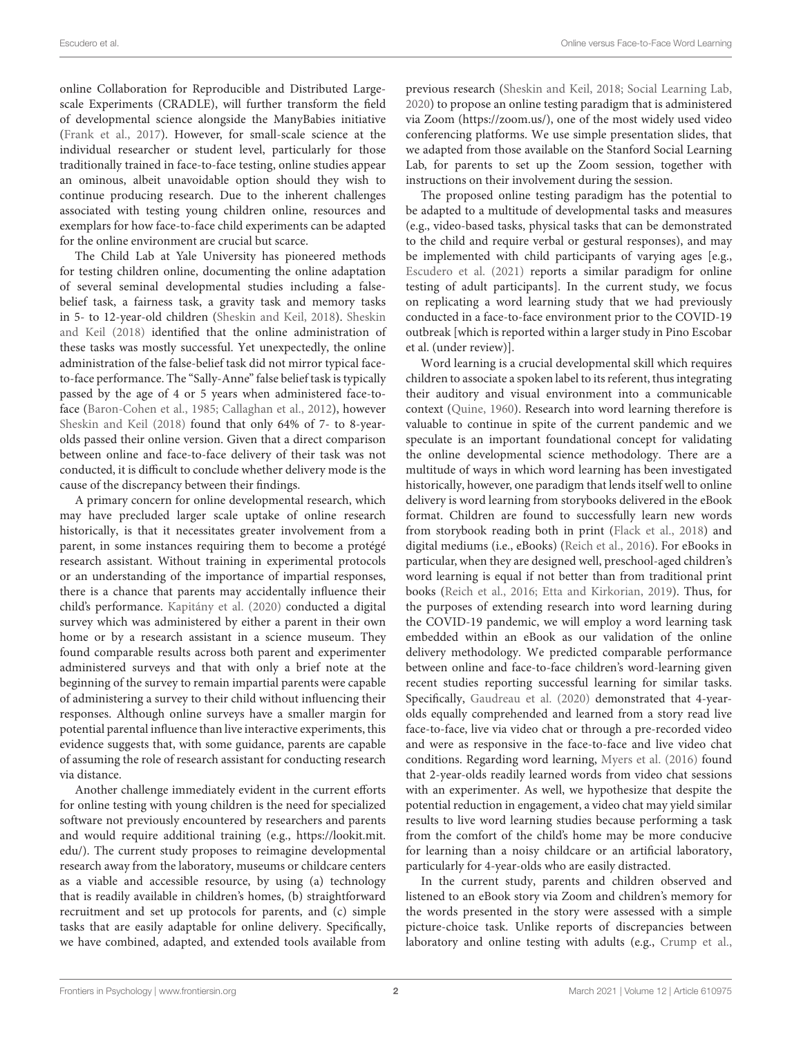online Collaboration for Reproducible and Distributed Large-scale Experiments (CRADLE), will further transform the field of developmental science alongside the ManyBabies initiative (Frank et al., 2017). However, for small-scale science at the individual researcher or student level, particularly for those traditionally trained in face-to-face testing, online studies appear an ominous, albeit unavoidable option should they wish to continue producing research. Due to the inherent challenges associated with testing young children online, resources and exemplars for how face-to-face child experiments can be adapted for the online environment are crucial but scarce.

The Child Lab at Yale University has pioneered methods for testing children online, documenting the online adaptation of several seminal developmental studies including a false-belief task, a fairness task, a gravity task and memory tasks in 5- to 12-year-old children (Sheskin and Keil, 2018). Sheskin and Keil (2018) identified that the online administration of these tasks was mostly successful. Yet unexpectedly, the online administration of the false-belief task did not mirror typical face-to-face performance. The "Sally-Anne" false belief task is typically passed by the age of 4 or 5 years when administered face-to-face (Baron-Cohen et al., 1985; Callaghan et al., 2012), however Sheskin and Keil (2018) found that only 64% of 7- to 8-year-olds passed their online version. Given that a direct comparison between online and face-to-face delivery of their task was not conducted, it is difficult to conclude whether delivery mode is the cause of the discrepancy between their findings.

A primary concern for online developmental research, which may have precluded larger scale uptake of online research historically, is that it necessitates greater involvement from a parent, in some instances requiring them to become a protégé research assistant. Without training in experimental protocols or an understanding of the importance of impartial responses, there is a chance that parents may accidentally influence their child's performance. Kapitány et al. (2020) conducted a digital survey which was administered by either a parent in their own home or by a research assistant in a science museum. They found comparable results across both parent and experimenter administered surveys and that with only a brief note at the beginning of the survey to remain impartial parents were capable of administering a survey to their child without influencing their responses. Although online surveys have a smaller margin for potential parental influence than live interactive experiments, this evidence suggests that, with some guidance, parents are capable of assuming the role of research assistant for conducting research via distance.

Another challenge immediately evident in the current efforts for online testing with young children is the need for specialized software not previously encountered by researchers and parents and would require additional training (e.g., https://lookit.mit.edu/). The current study proposes to reimagine developmental research away from the laboratory, museums or childcare centers as a viable and accessible resource, by using (a) technology that is readily available in children's homes, (b) straightforward recruitment and set up protocols for parents, and (c) simple tasks that are easily adaptable for online delivery. Specifically, we have combined, adapted, and extended tools available from previous research (Sheskin and Keil, 2018; Social Learning Lab, 2020) to propose an online testing paradigm that is administered via Zoom (https://zoom.us/), one of the most widely used video conferencing platforms. We use simple presentation slides, that we adapted from those available on the Stanford Social Learning Lab, for parents to set up the Zoom session, together with instructions on their involvement during the session.

The proposed online testing paradigm has the potential to be adapted to a multitude of developmental tasks and measures (e.g., video-based tasks, physical tasks that can be demonstrated to the child and require verbal or gestural responses), and may be implemented with child participants of varying ages [e.g., Escudero et al. (2021) reports a similar paradigm for online testing of adult participants]. In the current study, we focus on replicating a word learning study that we had previously conducted in a face-to-face environment prior to the COVID-19 outbreak [which is reported within a larger study in Pino Escobar et al. (under review)].

Word learning is a crucial developmental skill which requires children to associate a spoken label to its referent, thus integrating their auditory and visual environment into a communicable context (Quine, 1960). Research into word learning therefore is valuable to continue in spite of the current pandemic and we speculate is an important foundational concept for validating the online developmental science methodology. There are a multitude of ways in which word learning has been investigated historically, however, one paradigm that lends itself well to online delivery is word learning from storybooks delivered in the eBook format. Children are found to successfully learn new words from storybook reading both in print (Flack et al., 2018) and digital mediums (i.e., eBooks) (Reich et al., 2016). For eBooks in particular, when they are designed well, preschool-aged children's word learning is equal if not better than from traditional print books (Reich et al., 2016; Etta and Kirkorian, 2019). Thus, for the purposes of extending research into word learning during the COVID-19 pandemic, we will employ a word learning task embedded within an eBook as our validation of the online delivery methodology. We predicted comparable performance between online and face-to-face children's word-learning given recent studies reporting successful learning for similar tasks. Specifically, Gaudreau et al. (2020) demonstrated that 4-year-olds equally comprehended and learned from a story read live face-to-face, live via video chat or through a pre-recorded video and were as responsive in the face-to-face and live video chat conditions. Regarding word learning, Myers et al. (2016) found that 2-year-olds readily learned words from video chat sessions with an experimenter. As well, we hypothesize that despite the potential reduction in engagement, a video chat may yield similar results to live word learning studies because performing a task from the comfort of the child's home may be more conducive for learning than a noisy childcare or an artificial laboratory, particularly for 4-year-olds who are easily distracted.

In the current study, parents and children observed and listened to an eBook story via Zoom and children's memory for the words presented in the story were assessed with a simple picture-choice task. Unlike reports of discrepancies between laboratory and online testing with adults (e.g., Crump et al.,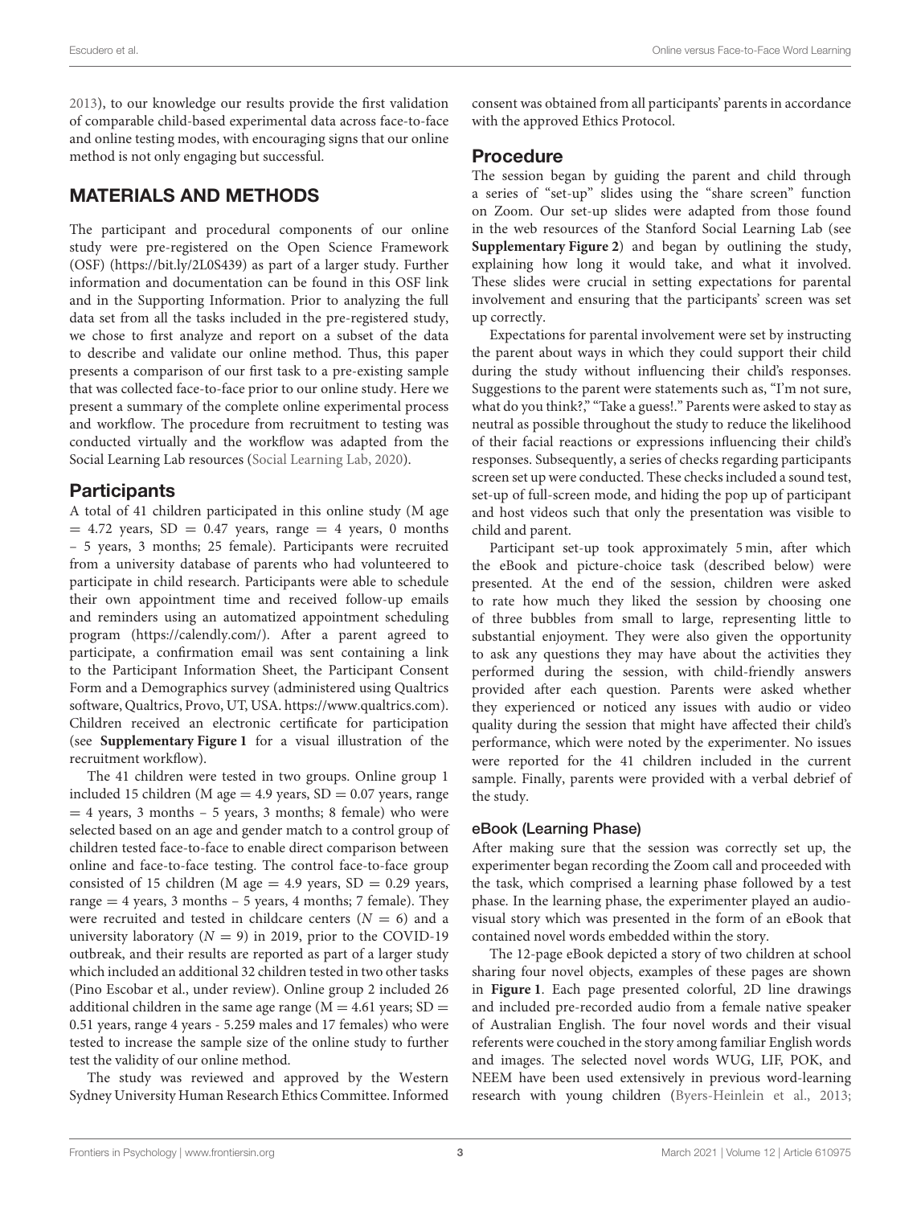2013), to our knowledge our results provide the first validation of comparable child-based experimental data across face-to-face and online testing modes, with encouraging signs that our online method is not only engaging but successful.

## MATERIALS AND METHODS

The participant and procedural components of our online study were pre-registered on the Open Science Framework (OSF) (https://bit.ly/2L0S439) as part of a larger study. Further information and documentation can be found in this OSF link and in the Supporting Information. Prior to analyzing the full data set from all the tasks included in the pre-registered study, we chose to first analyze and report on a subset of the data to describe and validate our online method. Thus, this paper presents a comparison of our first task to a pre-existing sample that was collected face-to-face prior to our online study. Here we present a summary of the complete online experimental process and workflow. The procedure from recruitment to testing was conducted virtually and the workflow was adapted from the Social Learning Lab resources (Social Learning Lab, 2020).

### Participants

A total of 41 children participated in this online study (M age = 4.72 years, SD = 0.47 years, range = 4 years, 0 months – 5 years, 3 months; 25 female). Participants were recruited from a university database of parents who had volunteered to participate in child research. Participants were able to schedule their own appointment time and received follow-up emails and reminders using an automatized appointment scheduling program (https://calendly.com/). After a parent agreed to participate, a confirmation email was sent containing a link to the Participant Information Sheet, the Participant Consent Form and a Demographics survey (administered using Qualtrics software, Qualtrics, Provo, UT, USA. https://www.qualtrics.com). Children received an electronic certificate for participation (see **Supplementary Figure 1** for a visual illustration of the recruitment workflow).

The 41 children were tested in two groups. Online group 1 included 15 children (M age = 4.9 years, SD = 0.07 years, range = 4 years, 3 months – 5 years, 3 months; 8 female) who were selected based on an age and gender match to a control group of children tested face-to-face to enable direct comparison between online and face-to-face testing. The control face-to-face group consisted of 15 children (M age = 4.9 years, SD = 0.29 years, range = 4 years, 3 months – 5 years, 4 months; 7 female). They were recruited and tested in childcare centers (N = 6) and a university laboratory (N = 9) in 2019, prior to the COVID-19 outbreak, and their results are reported as part of a larger study which included an additional 32 children tested in two other tasks (Pino Escobar et al., under review). Online group 2 included 26 additional children in the same age range (M = 4.61 years; SD = 0.51 years, range 4 years - 5.259 males and 17 females) who were tested to increase the sample size of the online study to further test the validity of our online method.

The study was reviewed and approved by the Western Sydney University Human Research Ethics Committee. Informed consent was obtained from all participants' parents in accordance with the approved Ethics Protocol.

### Procedure

The session began by guiding the parent and child through a series of "set-up" slides using the "share screen" function on Zoom. Our set-up slides were adapted from those found in the web resources of the Stanford Social Learning Lab (see **Supplementary Figure 2**) and began by outlining the study, explaining how long it would take, and what it involved. These slides were crucial in setting expectations for parental involvement and ensuring that the participants' screen was set up correctly.

Expectations for parental involvement were set by instructing the parent about ways in which they could support their child during the study without influencing their child's responses. Suggestions to the parent were statements such as, "I'm not sure, what do you think?," "Take a guess!." Parents were asked to stay as neutral as possible throughout the study to reduce the likelihood of their facial reactions or expressions influencing their child's responses. Subsequently, a series of checks regarding participants screen set up were conducted. These checks included a sound test, set-up of full-screen mode, and hiding the pop up of participant and host videos such that only the presentation was visible to child and parent.

Participant set-up took approximately 5 min, after which the eBook and picture-choice task (described below) were presented. At the end of the session, children were asked to rate how much they liked the session by choosing one of three bubbles from small to large, representing little to substantial enjoyment. They were also given the opportunity to ask any questions they may have about the activities they performed during the session, with child-friendly answers provided after each question. Parents were asked whether they experienced or noticed any issues with audio or video quality during the session that might have affected their child's performance, which were noted by the experimenter. No issues were reported for the 41 children included in the current sample. Finally, parents were provided with a verbal debrief of the study.

#### eBook (Learning Phase)

After making sure that the session was correctly set up, the experimenter began recording the Zoom call and proceeded with the task, which comprised a learning phase followed by a test phase. In the learning phase, the experimenter played an audio-visual story which was presented in the form of an eBook that contained novel words embedded within the story.

The 12-page eBook depicted a story of two children at school sharing four novel objects, examples of these pages are shown in **Figure 1**. Each page presented colorful, 2D line drawings and included pre-recorded audio from a female native speaker of Australian English. The four novel words and their visual referents were couched in the story among familiar English words and images. The selected novel words WUG, LIF, POK, and NEEM have been used extensively in previous word-learning research with young children (Byers-Heinlein et al., 2013;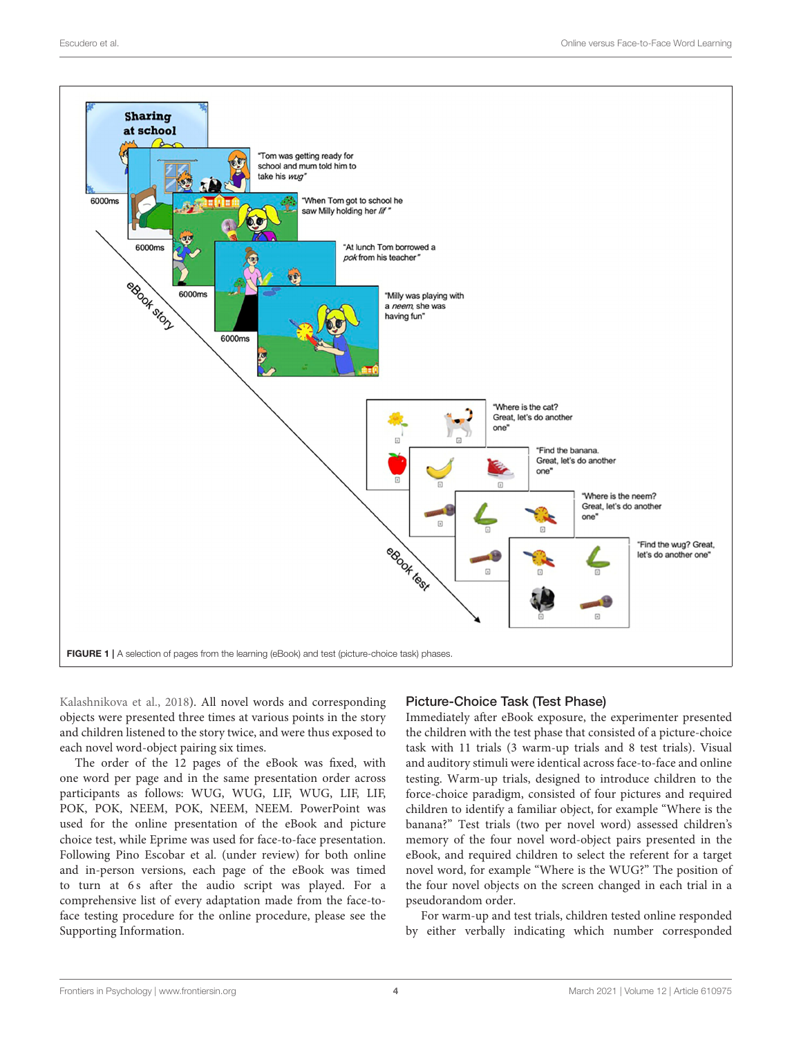FIGURE 1 | A selection of pages from the learning (eBook) and test (picture-choice task) phases.

Kalashnikova et al., 2018). All novel words and corresponding objects were presented three times at various points in the story and children listened to the story twice, and were thus exposed to each novel word-object pairing six times.

The order of the 12 pages of the eBook was fixed, with one word per page and in the same presentation order across participants as follows: WUG, WUG, LIF, WUG, LIF, LIF, POK, POK, NEEM, POK, NEEM, NEEM. PowerPoint was used for the online presentation of the eBook and picture choice test, while Eprime was used for face-to-face presentation. Following Pino Escobar et al. (under review) for both online and in-person versions, each page of the eBook was timed to turn at 6 s after the audio script was played. For a comprehensive list of every adaptation made from the face-to-face testing procedure for the online procedure, please see the Supporting Information.

## Picture-Choice Task (Test Phase)

Immediately after eBook exposure, the experimenter presented the children with the test phase that consisted of a picture-choice task with 11 trials (3 warm-up trials and 8 test trials). Visual and auditory stimuli were identical across face-to-face and online testing. Warm-up trials, designed to introduce children to the force-choice paradigm, consisted of four pictures and required children to identify a familiar object, for example "Where is the banana?" Test trials (two per novel word) assessed children's memory of the four novel word-object pairs presented in the eBook, and required children to select the referent for a target novel word, for example "Where is the WUG?" The position of the four novel objects on the screen changed in each trial in a pseudorandom order.

For warm-up and test trials, children tested online responded by either verbally indicating which number corresponded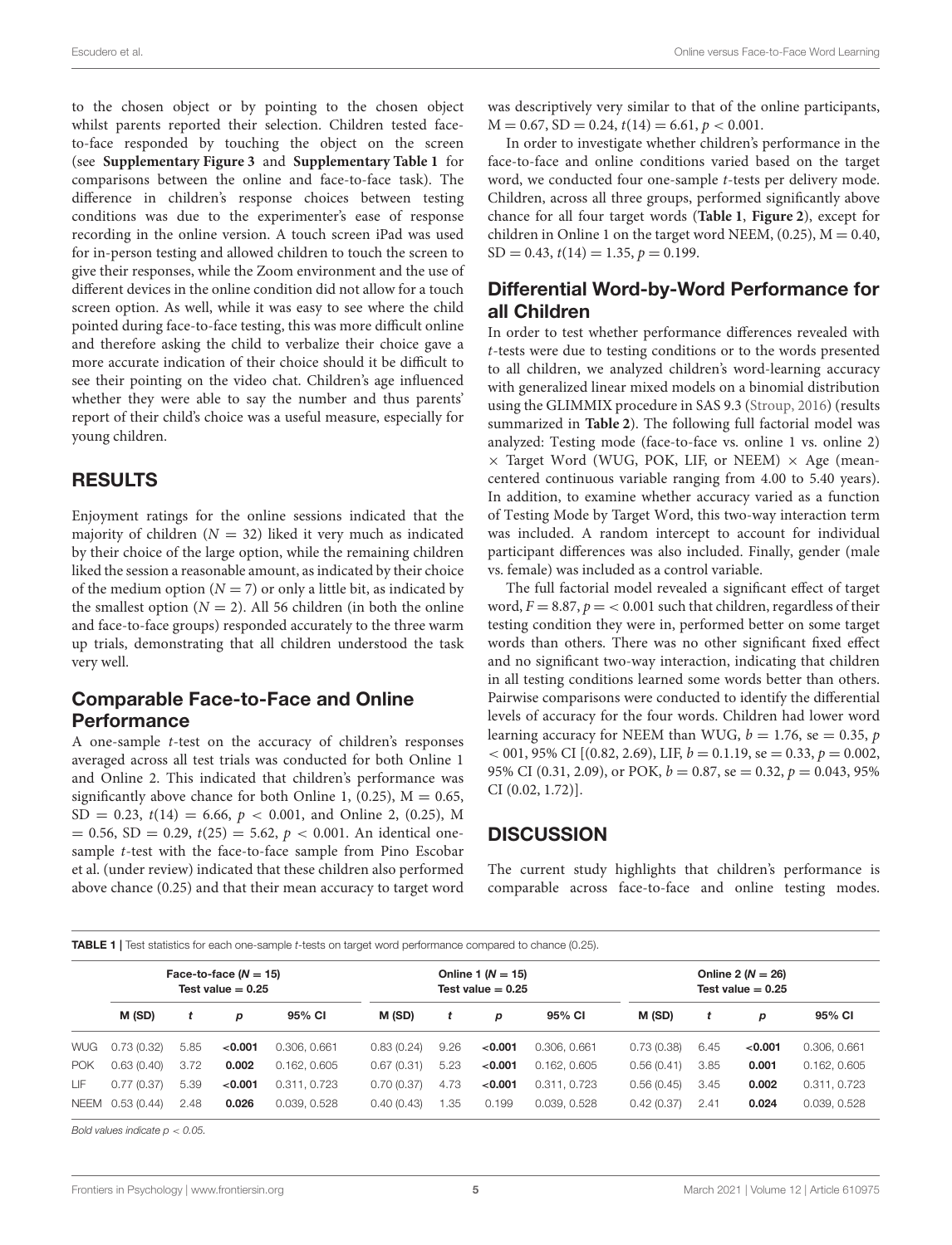to the chosen object or by pointing to the chosen object whilst parents reported their selection. Children tested face-to-face responded by touching the object on the screen (see **Supplementary Figure 3** and **Supplementary Table 1** for comparisons between the online and face-to-face task). The difference in children's response choices between testing conditions was due to the experimenter's ease of response recording in the online version. A touch screen iPad was used for in-person testing and allowed children to touch the screen to give their responses, while the Zoom environment and the use of different devices in the online condition did not allow for a touch screen option. As well, while it was easy to see where the child pointed during face-to-face testing, this was more difficult online and therefore asking the child to verbalize their choice gave a more accurate indication of their choice should it be difficult to see their pointing on the video chat. Children's age influenced whether they were able to say the number and thus parents' report of their child's choice was a useful measure, especially for young children.

## RESULTS

Enjoyment ratings for the online sessions indicated that the majority of children ($N = 32$) liked it very much as indicated by their choice of the large option, while the remaining children liked the session a reasonable amount, as indicated by their choice of the medium option ($N = 7$) or only a little bit, as indicated by the smallest option ($N = 2$). All 56 children (in both the online and face-to-face groups) responded accurately to the three warm up trials, demonstrating that all children understood the task very well.

### Comparable Face-to-Face and Online Performance

A one-sample *t*-test on the accuracy of children's responses averaged across all test trials was conducted for both Online 1 and Online 2. This indicated that children's performance was significantly above chance for both Online 1, (0.25), $M = 0.65$, $SD = 0.23$, $t(14) = 6.66$, $p < 0.001$, and Online 2, (0.25), $M = 0.56$, $SD = 0.29$, $t(25) = 5.62$, $p < 0.001$. An identical one-sample *t*-test with the face-to-face sample from Pino Escobar et al. (under review) indicated that these children also performed above chance (0.25) and that their mean accuracy to target word was descriptively very similar to that of the online participants, $M = 0.67$, $SD = 0.24$, $t(14) = 6.61$, $p < 0.001$.

In order to investigate whether children's performance in the face-to-face and online conditions varied based on the target word, we conducted four one-sample *t*-tests per delivery mode. Children, across all three groups, performed significantly above chance for all four target words (**Table 1**, **Figure 2**), except for children in Online 1 on the target word NEEM, (0.25), $M = 0.40$, $SD = 0.43$, $t(14) = 1.35$, $p = 0.199$.

### Differential Word-by-Word Performance for all Children

In order to test whether performance differences revealed with *t*-tests were due to testing conditions or to the words presented to all children, we analyzed children's word-learning accuracy with generalized linear mixed models on a binomial distribution using the GLIMMIX procedure in SAS 9.3 (Stroup, 2016) (results summarized in **Table 2**). The following full factorial model was analyzed: Testing mode (face-to-face vs. online 1 vs. online 2) × Target Word (WUG, POK, LIF, or NEEM) × Age (mean-centered continuous variable ranging from 4.00 to 5.40 years). In addition, to examine whether accuracy varied as a function of Testing Mode by Target Word, this two-way interaction term was included. A random intercept to account for individual participant differences was also included. Finally, gender (male vs. female) was included as a control variable.

The full factorial model revealed a significant effect of target word, $F = 8.87$, $p = < 0.001$ such that children, regardless of their testing condition they were in, performed better on some target words than others. There was no other significant fixed effect and no significant two-way interaction, indicating that children in all testing conditions learned some words better than others. Pairwise comparisons were conducted to identify the differential levels of accuracy for the four words. Children had lower word learning accuracy for NEEM than WUG, $b = 1.76$, $se = 0.35$, $p < 001$, 95% CI [(0.82, 2.69), LIF, $b = 0.1.19$, $se = 0.33$, $p = 0.002$, 95% CI (0.31, 2.09), or POK, $b = 0.87$, $se = 0.32$, $p = 0.043$, 95% CI (0.02, 1.72)].

## DISCUSSION

The current study highlights that children's performance is comparable across face-to-face and online testing modes.

**TABLE 1** | Test statistics for each one-sample *t*-tests on target word performance compared to chance (0.25).

| | Face-to-face (N = 15) Test value = 0.25 | | | | Online 1 (N = 15) Test value = 0.25 | | | | Online 2 (N = 26) Test value = 0.25 | | | |
|---|---|---|---|---|---|---|---|---|---|---|---|---|
| | M (SD) | t | p | 95% CI | M (SD) | t | p | 95% CI | M (SD) | t | p | 95% CI |
| WUG | 0.73 (0.32) | 5.85 | **<0.001** | 0.306, 0.661 | 0.83 (0.24) | 9.26 | **<0.001** | 0.306, 0.661 | 0.73 (0.38) | 6.45 | **<0.001** | 0.306, 0.661 |
| POK | 0.63 (0.40) | 3.72 | **0.002** | 0.162, 0.605 | 0.67 (0.31) | 5.23 | **<0.001** | 0.162, 0.605 | 0.56 (0.41) | 3.85 | **0.001** | 0.162, 0.605 |
| LIF | 0.77 (0.37) | 5.39 | **<0.001** | 0.311, 0.723 | 0.70 (0.37) | 4.73 | **<0.001** | 0.311, 0.723 | 0.56 (0.45) | 3.45 | **0.002** | 0.311, 0.723 |
| NEEM | 0.53 (0.44) | 2.48 | **0.026** | 0.039, 0.528 | 0.40 (0.43) | 1.35 | 0.199 | 0.039, 0.528 | 0.42 (0.37) | 2.41 | **0.024** | 0.039, 0.528 |

*Bold values indicate p < 0.05.*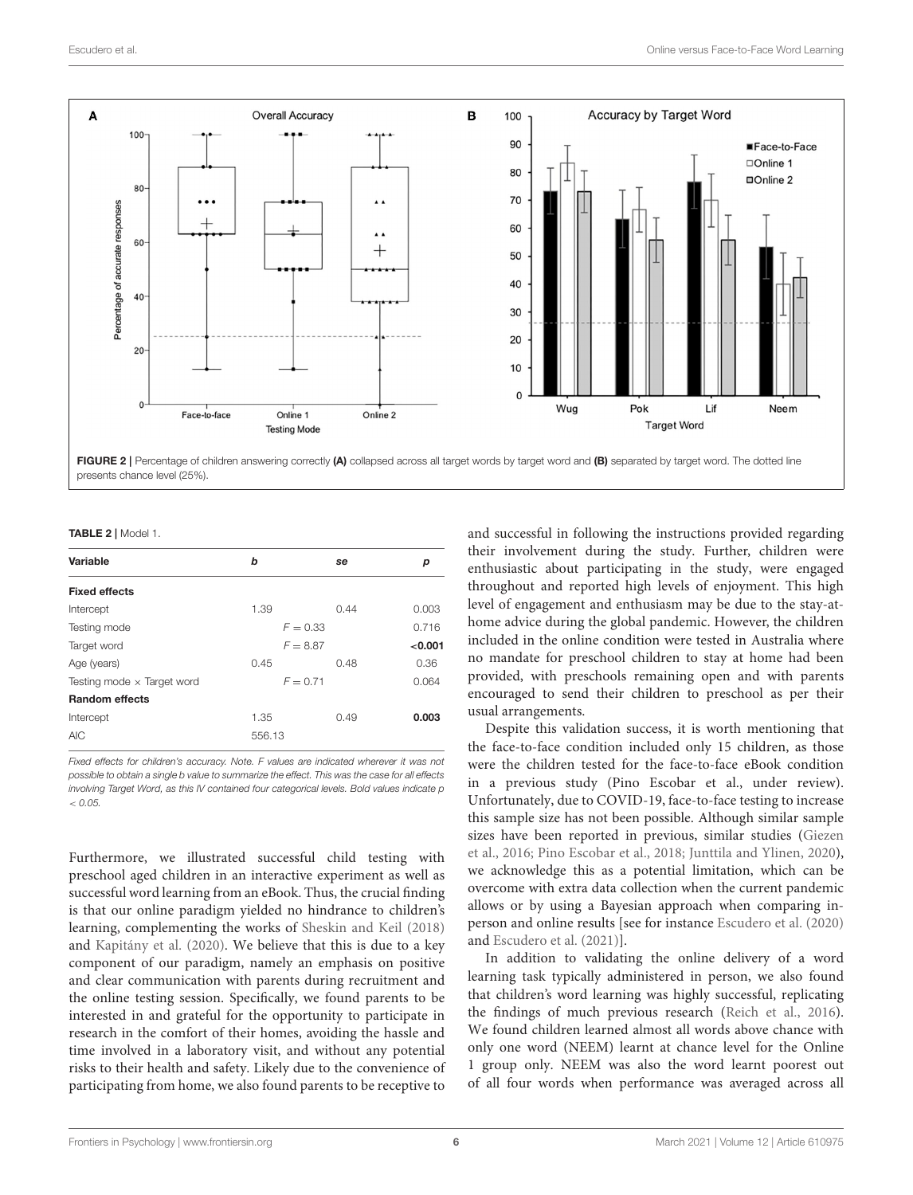FIGURE 2 | Percentage of children answering correctly **(A)** collapsed across all target words by target word and **(B)** separated by target word. The dotted line presents chance level (25%).

**TABLE 2 |** Model 1.

| Variable | *b* | *se* | *p* |
|---|---|---|---|
| **Fixed effects** | | | |
| Intercept | 1.39 | 0.44 | 0.003 |
| Testing mode | $F = 0.33$ | | 0.716 |
| Target word | $F = 8.87$ | | **<0.001** |
| Age (years) | 0.45 | 0.48 | 0.36 |
| Testing mode × Target word | $F = 0.71$ | | 0.064 |
| **Random effects** | | | |
| Intercept | 1.35 | 0.49 | **0.003** |
| AIC | 556.13 | | |

*Fixed effects for children's accuracy. Note. F values are indicated wherever it was not possible to obtain a single b value to summarize the effect. This was the case for all effects involving Target Word, as this IV contained four categorical levels. Bold values indicate p < 0.05.*

Furthermore, we illustrated successful child testing with preschool aged children in an interactive experiment as well as successful word learning from an eBook. Thus, the crucial finding is that our online paradigm yielded no hindrance to children's learning, complementing the works of Sheskin and Keil (2018) and Kapitány et al. (2020). We believe that this is due to a key component of our paradigm, namely an emphasis on positive and clear communication with parents during recruitment and the online testing session. Specifically, we found parents to be interested in and grateful for the opportunity to participate in research in the comfort of their homes, avoiding the hassle and time involved in a laboratory visit, and without any potential risks to their health and safety. Likely due to the convenience of participating from home, we also found parents to be receptive to and successful in following the instructions provided regarding their involvement during the study. Further, children were enthusiastic about participating in the study, were engaged throughout and reported high levels of enjoyment. This high level of engagement and enthusiasm may be due to the stay-at-home advice during the global pandemic. However, the children included in the online condition were tested in Australia where no mandate for preschool children to stay at home had been provided, with preschools remaining open and with parents encouraged to send their children to preschool as per their usual arrangements.

Despite this validation success, it is worth mentioning that the face-to-face condition included only 15 children, as those were the children tested for the face-to-face eBook condition in a previous study (Pino Escobar et al., under review). Unfortunately, due to COVID-19, face-to-face testing to increase this sample size has not been possible. Although similar sample sizes have been reported in previous, similar studies (Giezen et al., 2016; Pino Escobar et al., 2018; Junttila and Ylinen, 2020), we acknowledge this as a potential limitation, which can be overcome with extra data collection when the current pandemic allows or by using a Bayesian approach when comparing in-person and online results [see for instance Escudero et al. (2020) and Escudero et al. (2021)].

In addition to validating the online delivery of a word learning task typically administered in person, we also found that children's word learning was highly successful, replicating the findings of much previous research (Reich et al., 2016). We found children learned almost all words above chance with only one word (NEEM) learnt at chance level for the Online 1 group only. NEEM was also the word learnt poorest out of all four words when performance was averaged across all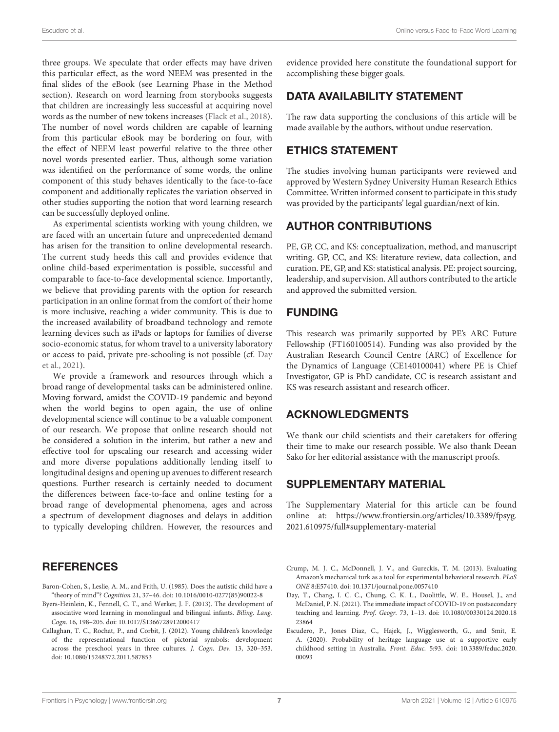three groups. We speculate that order effects may have driven this particular effect, as the word NEEM was presented in the final slides of the eBook (see Learning Phase in the Method section). Research on word learning from storybooks suggests that children are increasingly less successful at acquiring novel words as the number of new tokens increases (Flack et al., 2018). The number of novel words children are capable of learning from this particular eBook may be bordering on four, with the effect of NEEM least powerful relative to the three other novel words presented earlier. Thus, although some variation was identified on the performance of some words, the online component of this study behaves identically to the face-to-face component and additionally replicates the variation observed in other studies supporting the notion that word learning research can be successfully deployed online.

As experimental scientists working with young children, we are faced with an uncertain future and unprecedented demand has arisen for the transition to online developmental research. The current study heeds this call and provides evidence that online child-based experimentation is possible, successful and comparable to face-to-face developmental science. Importantly, we believe that providing parents with the option for research participation in an online format from the comfort of their home is more inclusive, reaching a wider community. This is due to the increased availability of broadband technology and remote learning devices such as iPads or laptops for families of diverse socio-economic status, for whom travel to a university laboratory or access to paid, private pre-schooling is not possible (cf. Day et al., 2021).

We provide a framework and resources through which a broad range of developmental tasks can be administered online. Moving forward, amidst the COVID-19 pandemic and beyond when the world begins to open again, the use of online developmental science will continue to be a valuable component of our research. We propose that online research should not be considered a solution in the interim, but rather a new and effective tool for upscaling our research and accessing wider and more diverse populations additionally lending itself to longitudinal designs and opening up avenues to different research questions. Further research is certainly needed to document the differences between face-to-face and online testing for a broad range of developmental phenomena, ages and across a spectrum of development diagnoses and delays in addition to typically developing children. However, the resources and evidence provided here constitute the foundational support for accomplishing these bigger goals.

## DATA AVAILABILITY STATEMENT

The raw data supporting the conclusions of this article will be made available by the authors, without undue reservation.

## ETHICS STATEMENT

The studies involving human participants were reviewed and approved by Western Sydney University Human Research Ethics Committee. Written informed consent to participate in this study was provided by the participants' legal guardian/next of kin.

## AUTHOR CONTRIBUTIONS

PE, GP, CC, and KS: conceptualization, method, and manuscript writing. GP, CC, and KS: literature review, data collection, and curation. PE, GP, and KS: statistical analysis. PE: project sourcing, leadership, and supervision. All authors contributed to the article and approved the submitted version.

## FUNDING

This research was primarily supported by PE's ARC Future Fellowship (FT160100514). Funding was also provided by the Australian Research Council Centre (ARC) of Excellence for the Dynamics of Language (CE140100041) where PE is Chief Investigator, GP is PhD candidate, CC is research assistant and KS was research assistant and research officer.

## ACKNOWLEDGMENTS

We thank our child scientists and their caretakers for offering their time to make our research possible. We also thank Deean Sako for her editorial assistance with the manuscript proofs.

## SUPPLEMENTARY MATERIAL

The Supplementary Material for this article can be found online at: https://www.frontiersin.org/articles/10.3389/fpsyg.2021.610975/full#supplementary-material

## REFERENCES

Baron-Cohen, S., Leslie, A. M., and Frith, U. (1985). Does the autistic child have a "theory of mind"? *Cognition* 21, 37–46. doi: 10.1016/0010-0277(85)90022-8

Byers-Heinlein, K., Fennell, C. T., and Werker, J. F. (2013). The development of associative word learning in monolingual and bilingual infants. *Biling. Lang. Cogn.* 16, 198–205. doi: 10.1017/S1366728912000417

Callaghan, T. C., Rochat, P., and Corbit, J. (2012). Young children's knowledge of the representational function of pictorial symbols: development across the preschool years in three cultures. *J. Cogn. Dev.* 13, 320–353. doi: 10.1080/15248372.2011.587853

Crump, M. J. C., McDonnell, J. V., and Gureckis, T. M. (2013). Evaluating Amazon's mechanical turk as a tool for experimental behavioral research. *PLoS ONE* 8:E57410. doi: 10.1371/journal.pone.0057410

Day, T., Chang, I. C. C., Chung, C. K. L., Doolittle, W. E., Housel, J., and McDaniel, P. N. (2021). The immediate impact of COVID-19 on postsecondary teaching and learning. *Prof. Geogr.* 73, 1–13. doi: 10.1080/00330124.2020.1823864

Escudero, P., Jones Diaz, C., Hajek, J., Wigglesworth, G., and Smit, E. A. (2020). Probability of heritage language use at a supportive early childhood setting in Australia. *Front. Educ.* 5:93. doi: 10.3389/feduc.2020.00093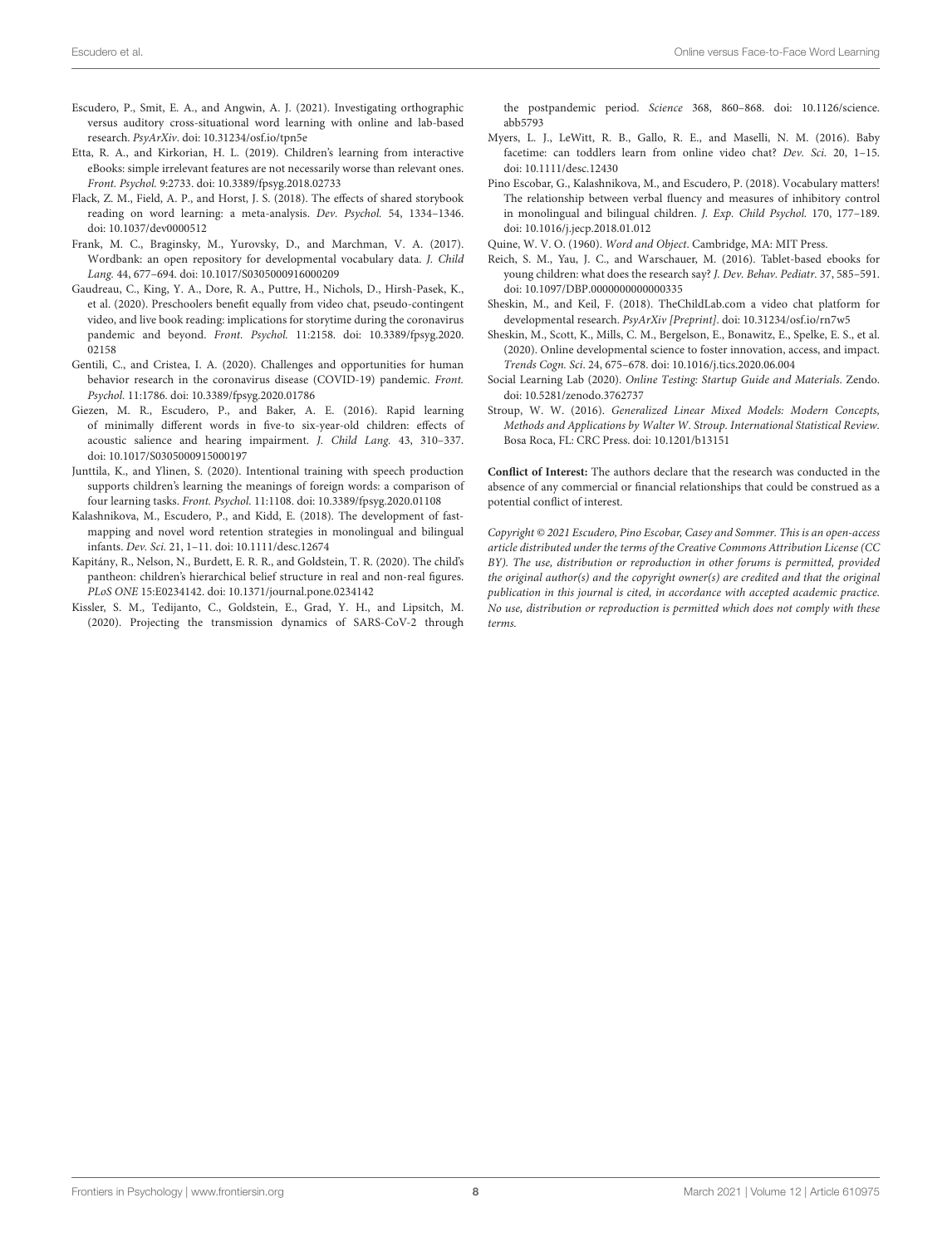Escudero, P., Smit, E. A., and Angwin, A. J. (2021). Investigating orthographic versus auditory cross-situational word learning with online and lab-based research. *PsyArXiv*. doi: 10.31234/osf.io/tpn5e

Etta, R. A., and Kirkorian, H. L. (2019). Children's learning from interactive eBooks: simple irrelevant features are not necessarily worse than relevant ones. *Front. Psychol.* 9:2733. doi: 10.3389/fpsyg.2018.02733

Flack, Z. M., Field, A. P., and Horst, J. S. (2018). The effects of shared storybook reading on word learning: a meta-analysis. *Dev. Psychol.* 54, 1334–1346. doi: 10.1037/dev0000512

Frank, M. C., Braginsky, M., Yurovsky, D., and Marchman, V. A. (2017). Wordbank: an open repository for developmental vocabulary data. *J. Child Lang.* 44, 677–694. doi: 10.1017/S0305000916000209

Gaudreau, C., King, Y. A., Dore, R. A., Puttre, H., Nichols, D., Hirsh-Pasek, K., et al. (2020). Preschoolers benefit equally from video chat, pseudo-contingent video, and live book reading: implications for storytime during the coronavirus pandemic and beyond. *Front. Psychol.* 11:2158. doi: 10.3389/fpsyg.2020.02158

Gentili, C., and Cristea, I. A. (2020). Challenges and opportunities for human behavior research in the coronavirus disease (COVID-19) pandemic. *Front. Psychol.* 11:1786. doi: 10.3389/fpsyg.2020.01786

Giezen, M. R., Escudero, P., and Baker, A. E. (2016). Rapid learning of minimally different words in five-to six-year-old children: effects of acoustic salience and hearing impairment. *J. Child Lang.* 43, 310–337. doi: 10.1017/S0305000915000197

Junttila, K., and Ylinen, S. (2020). Intentional training with speech production supports children's learning the meanings of foreign words: a comparison of four learning tasks. *Front. Psychol.* 11:1108. doi: 10.3389/fpsyg.2020.01108

Kalashnikova, M., Escudero, P., and Kidd, E. (2018). The development of fast-mapping and novel word retention strategies in monolingual and bilingual infants. *Dev. Sci.* 21, 1–11. doi: 10.1111/desc.12674

Kapitány, R., Nelson, N., Burdett, E. R. R., and Goldstein, T. R. (2020). The child's pantheon: children's hierarchical belief structure in real and non-real figures. *PLoS ONE* 15:E0234142. doi: 10.1371/journal.pone.0234142

Kissler, S. M., Tedijanto, C., Goldstein, E., Grad, Y. H., and Lipsitch, M. (2020). Projecting the transmission dynamics of SARS-CoV-2 through the postpandemic period. *Science* 368, 860–868. doi: 10.1126/science.abb5793

Myers, L. J., LeWitt, R. B., Gallo, R. E., and Maselli, N. M. (2016). Baby facetime: can toddlers learn from online video chat? *Dev. Sci.* 20, 1–15. doi: 10.1111/desc.12430

Pino Escobar, G., Kalashnikova, M., and Escudero, P. (2018). Vocabulary matters! The relationship between verbal fluency and measures of inhibitory control in monolingual and bilingual children. *J. Exp. Child Psychol.* 170, 177–189. doi: 10.1016/j.jecp.2018.01.012

Quine, W. V. O. (1960). *Word and Object*. Cambridge, MA: MIT Press.

Reich, S. M., Yau, J. C., and Warschauer, M. (2016). Tablet-based ebooks for young children: what does the research say? *J. Dev. Behav. Pediatr.* 37, 585–591. doi: 10.1097/DBP.0000000000000335

Sheskin, M., and Keil, F. (2018). TheChildLab.com a video chat platform for developmental research. *PsyArXiv [Preprint]*. doi: 10.31234/osf.io/rn7w5

Sheskin, M., Scott, K., Mills, C. M., Bergelson, E., Bonawitz, E., Spelke, E. S., et al. (2020). Online developmental science to foster innovation, access, and impact. *Trends Cogn. Sci.* 24, 675–678. doi: 10.1016/j.tics.2020.06.004

Social Learning Lab (2020). *Online Testing: Startup Guide and Materials*. Zendo. doi: 10.5281/zenodo.3762737

Stroup, W. W. (2016). *Generalized Linear Mixed Models: Modern Concepts, Methods and Applications by Walter W. Stroup. International Statistical Review*. Bosa Roca, FL: CRC Press. doi: 10.1201/b13151

**Conflict of Interest:** The authors declare that the research was conducted in the absence of any commercial or financial relationships that could be construed as a potential conflict of interest.

*Copyright © 2021 Escudero, Pino Escobar, Casey and Sommer. This is an open-access article distributed under the terms of the Creative Commons Attribution License (CC BY). The use, distribution or reproduction in other forums is permitted, provided the original author(s) and the copyright owner(s) are credited and that the original publication in this journal is cited, in accordance with accepted academic practice. No use, distribution or reproduction is permitted which does not comply with these terms.*